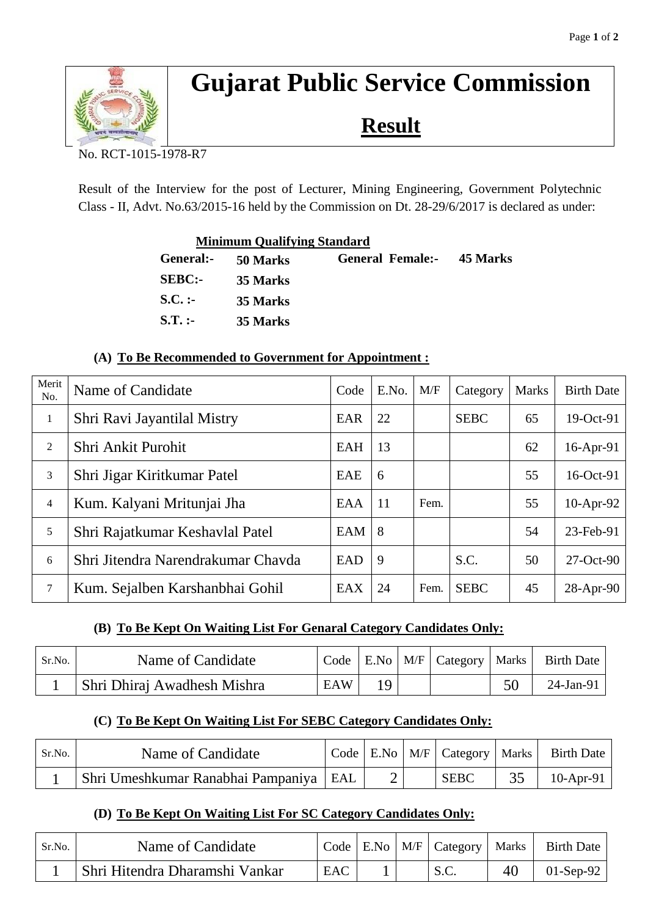# Gujarat Public Service Commission

## Result

No. RCT-1015-1978-R7

Result of the Interview for the post of Lecturer, Mining Engineering, Government Polytechnic Class - II, Advt. No.63/2015-16 held by the Commission on Dt. 28-29/6/2017 is declared as under:

**Minimum Qualifying Standard**

| | | | |
|---|---|---|---|
| **General:-** | **50 Marks** | **General Female:-** | **45 Marks** |
| **SEBC:-** | **35 Marks** | | |
| **S.C. :-** | **35 Marks** | | |
| **S.T. :-** | **35 Marks** | | |

### (A) To Be Recommended to Government for Appointment :

| Merit No. | Name of Candidate | Code | E.No. | M/F | Category | Marks | Birth Date |
|---|---|---|---|---|---|---|---|
| 1 | Shri Ravi Jayantilal Mistry | EAR | 22 | | SEBC | 65 | 19-Oct-91 |
| 2 | Shri Ankit Purohit | EAH | 13 | | | 62 | 16-Apr-91 |
| 3 | Shri Jigar Kiritkumar Patel | EAE | 6 | | | 55 | 16-Oct-91 |
| 4 | Kum. Kalyani Mritunjai Jha | EAA | 11 | Fem. | | 55 | 10-Apr-92 |
| 5 | Shri Rajatkumar Keshavlal Patel | EAM | 8 | | | 54 | 23-Feb-91 |
| 6 | Shri Jitendra Narendrakumar Chavda | EAD | 9 | | S.C. | 50 | 27-Oct-90 |
| 7 | Kum. Sejalben Karshanbhai Gohil | EAX | 24 | Fem. | SEBC | 45 | 28-Apr-90 |

### (B) To Be Kept On Waiting List For Genaral Category Candidates Only:

| Sr.No. | Name of Candidate | Code | E.No | M/F | Category | Marks | Birth Date |
|---|---|---|---|---|---|---|---|
| 1 | Shri Dhiraj Awadhesh Mishra | EAW | 19 | | | 50 | 24-Jan-91 |

### (C) To Be Kept On Waiting List For SEBC Category Candidates Only:

| Sr.No. | Name of Candidate | Code | E.No | M/F | Category | Marks | Birth Date |
|---|---|---|---|---|---|---|---|
| 1 | Shri Umeshkumar Ranabhai Pampaniya | EAL | 2 | | SEBC | 35 | 10-Apr-91 |

### (D) To Be Kept On Waiting List For SC Category Candidates Only:

| Sr.No. | Name of Candidate | Code | E.No | M/F | Category | Marks | Birth Date |
|---|---|---|---|---|---|---|---|
| 1 | Shri Hitendra Dharamshi Vankar | EAC | 1 | | S.C. | 40 | 01-Sep-92 |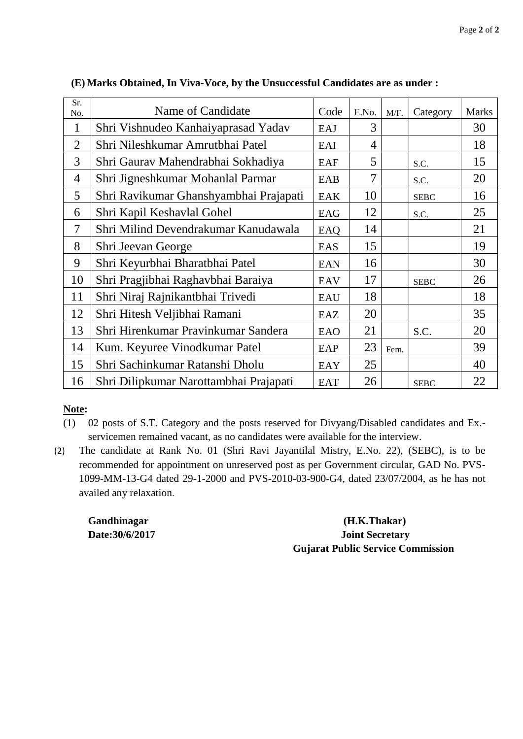**(E) Marks Obtained, In Viva-Voce, by the Unsuccessful Candidates are as under :**

| Sr. No. | Name of Candidate | Code | E.No. | M/F. | Category | Marks |
|---|---|---|---|---|---|---|
| 1 | Shri Vishnudeo Kanhaiyaprasad Yadav | EAJ | 3 | | | 30 |
| 2 | Shri Nileshkumar Amrutbhai Patel | EAI | 4 | | | 18 |
| 3 | Shri Gaurav Mahendrabhai Sokhadiya | EAF | 5 | | S.C. | 15 |
| 4 | Shri Jigneshkumar Mohanlal Parmar | EAB | 7 | | S.C. | 20 |
| 5 | Shri Ravikumar Ghanshyambhai Prajapati | EAK | 10 | | SEBC | 16 |
| 6 | Shri Kapil Keshavlal Gohel | EAG | 12 | | S.C. | 25 |
| 7 | Shri Milind Devendrakumar Kanudawala | EAQ | 14 | | | 21 |
| 8 | Shri Jeevan George | EAS | 15 | | | 19 |
| 9 | Shri Keyurbhai Bharatbhai Patel | EAN | 16 | | | 30 |
| 10 | Shri Pragjibhai Raghavbhai Baraiya | EAV | 17 | | SEBC | 26 |
| 11 | Shri Niraj Rajnikantbhai Trivedi | EAU | 18 | | | 18 |
| 12 | Shri Hitesh Veljibhai Ramani | EAZ | 20 | | | 35 |
| 13 | Shri Hirenkumar Pravinkumar Sandera | EAO | 21 | | S.C. | 20 |
| 14 | Kum. Keyuree Vinodkumar Patel | EAP | 23 | Fem. | | 39 |
| 15 | Shri Sachinkumar Ratanshi Dholu | EAY | 25 | | | 40 |
| 16 | Shri Dilipkumar Narottambhai Prajapati | EAT | 26 | | SEBC | 22 |

**Note:**

(1) 02 posts of S.T. Category and the posts reserved for Divyang/Disabled candidates and Ex.-servicemen remained vacant, as no candidates were available for the interview.

(2) The candidate at Rank No. 01 (Shri Ravi Jayantilal Mistry, E.No. 22), (SEBC), is to be recommended for appointment on unreserved post as per Government circular, GAD No. PVS-1099-MM-13-G4 dated 29-1-2000 and PVS-2010-03-900-G4, dated 23/07/2004, as he has not availed any relaxation.

**Gandhinagar**
**Date:30/6/2017**

**(H.K.Thakar)**
**Joint Secretary**
**Gujarat Public Service Commission**